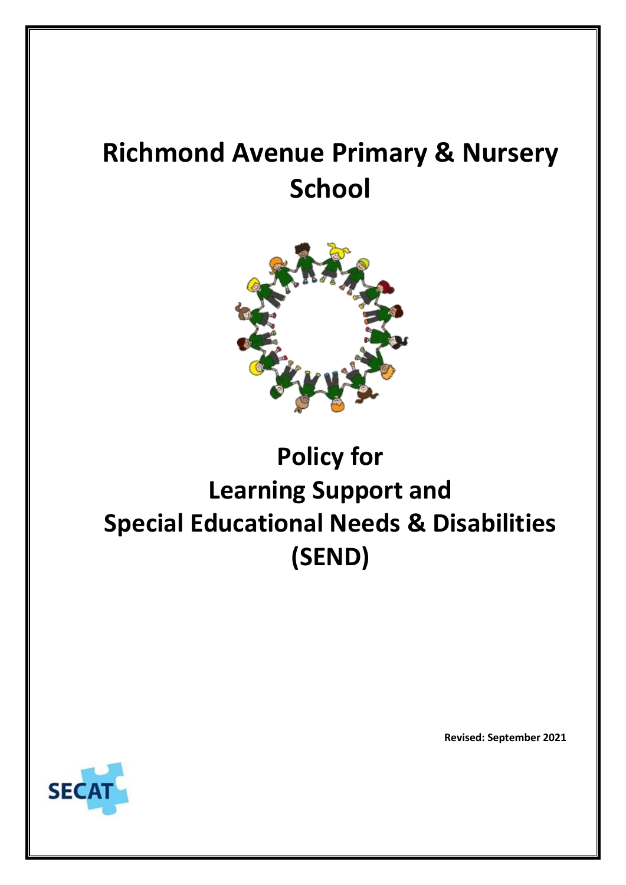# Richmond Avenue Primary & Nursery School

# Policy for Learning Support and Special Educational Needs & Disabilities (SEND)

**Revised: September 2021**

SECAT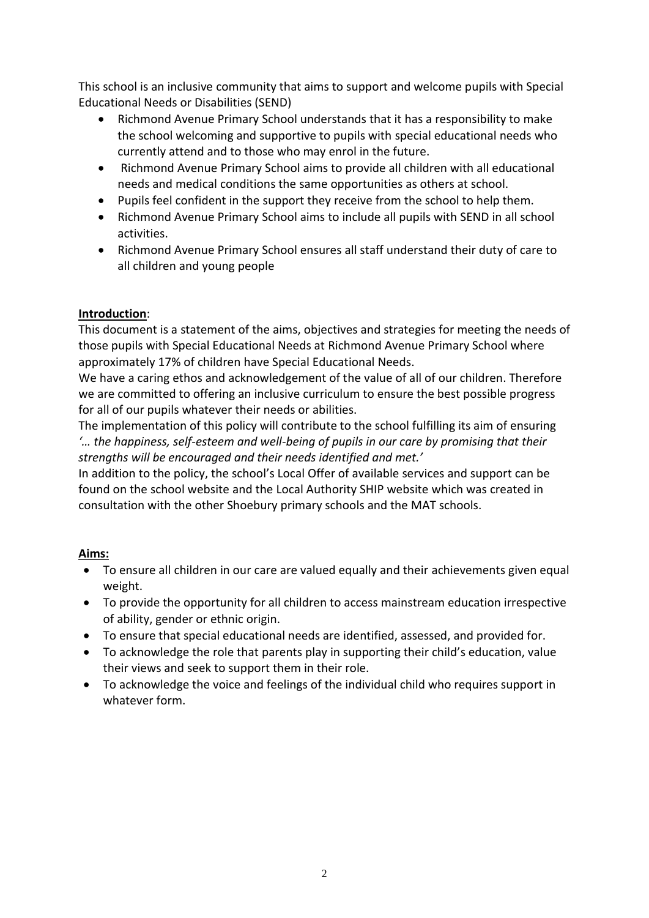This school is an inclusive community that aims to support and welcome pupils with Special Educational Needs or Disabilities (SEND)

- Richmond Avenue Primary School understands that it has a responsibility to make the school welcoming and supportive to pupils with special educational needs who currently attend and to those who may enrol in the future.
- Richmond Avenue Primary School aims to provide all children with all educational needs and medical conditions the same opportunities as others at school.
- Pupils feel confident in the support they receive from the school to help them.
- Richmond Avenue Primary School aims to include all pupils with SEND in all school activities.
- Richmond Avenue Primary School ensures all staff understand their duty of care to all children and young people

**Introduction**:

This document is a statement of the aims, objectives and strategies for meeting the needs of those pupils with Special Educational Needs at Richmond Avenue Primary School where approximately 17% of children have Special Educational Needs.

We have a caring ethos and acknowledgement of the value of all of our children. Therefore we are committed to offering an inclusive curriculum to ensure the best possible progress for all of our pupils whatever their needs or abilities.

The implementation of this policy will contribute to the school fulfilling its aim of ensuring *'… the happiness, self-esteem and well-being of pupils in our care by promising that their strengths will be encouraged and their needs identified and met.'*

In addition to the policy, the school's Local Offer of available services and support can be found on the school website and the Local Authority SHIP website which was created in consultation with the other Shoebury primary schools and the MAT schools.

**Aims:**

- To ensure all children in our care are valued equally and their achievements given equal weight.
- To provide the opportunity for all children to access mainstream education irrespective of ability, gender or ethnic origin.
- To ensure that special educational needs are identified, assessed, and provided for.
- To acknowledge the role that parents play in supporting their child's education, value their views and seek to support them in their role.
- To acknowledge the voice and feelings of the individual child who requires support in whatever form.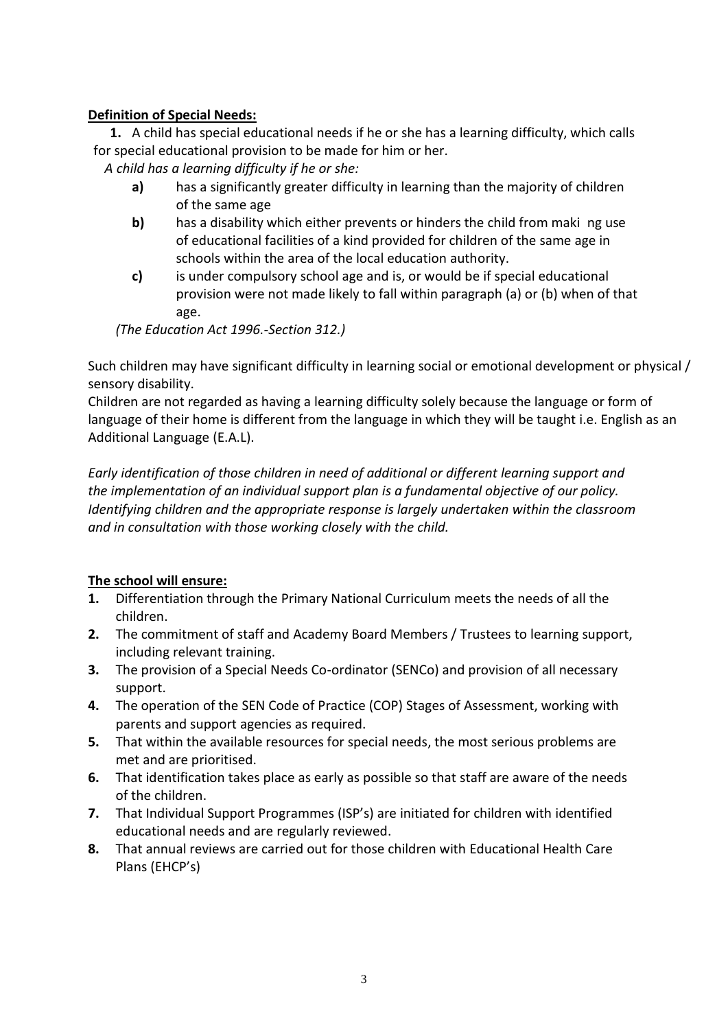**Definition of Special Needs:**

1. A child has special educational needs if he or she has a learning difficulty, which calls for special educational provision to be made for him or her.

*A child has a learning difficulty if he or she:*

- **a)** has a significantly greater difficulty in learning than the majority of children of the same age
- **b)** has a disability which either prevents or hinders the child from maki ng use of educational facilities of a kind provided for children of the same age in schools within the area of the local education authority.
- **c)** is under compulsory school age and is, or would be if special educational provision were not made likely to fall within paragraph (a) or (b) when of that age.

*(The Education Act 1996.-Section 312.)*

Such children may have significant difficulty in learning social or emotional development or physical / sensory disability.

Children are not regarded as having a learning difficulty solely because the language or form of language of their home is different from the language in which they will be taught i.e. English as an Additional Language (E.A.L).

*Early identification of those children in need of additional or different learning support and the implementation of an individual support plan is a fundamental objective of our policy. Identifying children and the appropriate response is largely undertaken within the classroom and in consultation with those working closely with the child.*

**The school will ensure:**

1. Differentiation through the Primary National Curriculum meets the needs of all the children.
2. The commitment of staff and Academy Board Members / Trustees to learning support, including relevant training.
3. The provision of a Special Needs Co-ordinator (SENCo) and provision of all necessary support.
4. The operation of the SEN Code of Practice (COP) Stages of Assessment, working with parents and support agencies as required.
5. That within the available resources for special needs, the most serious problems are met and are prioritised.
6. That identification takes place as early as possible so that staff are aware of the needs of the children.
7. That Individual Support Programmes (ISP's) are initiated for children with identified educational needs and are regularly reviewed.
8. That annual reviews are carried out for those children with Educational Health Care Plans (EHCP's)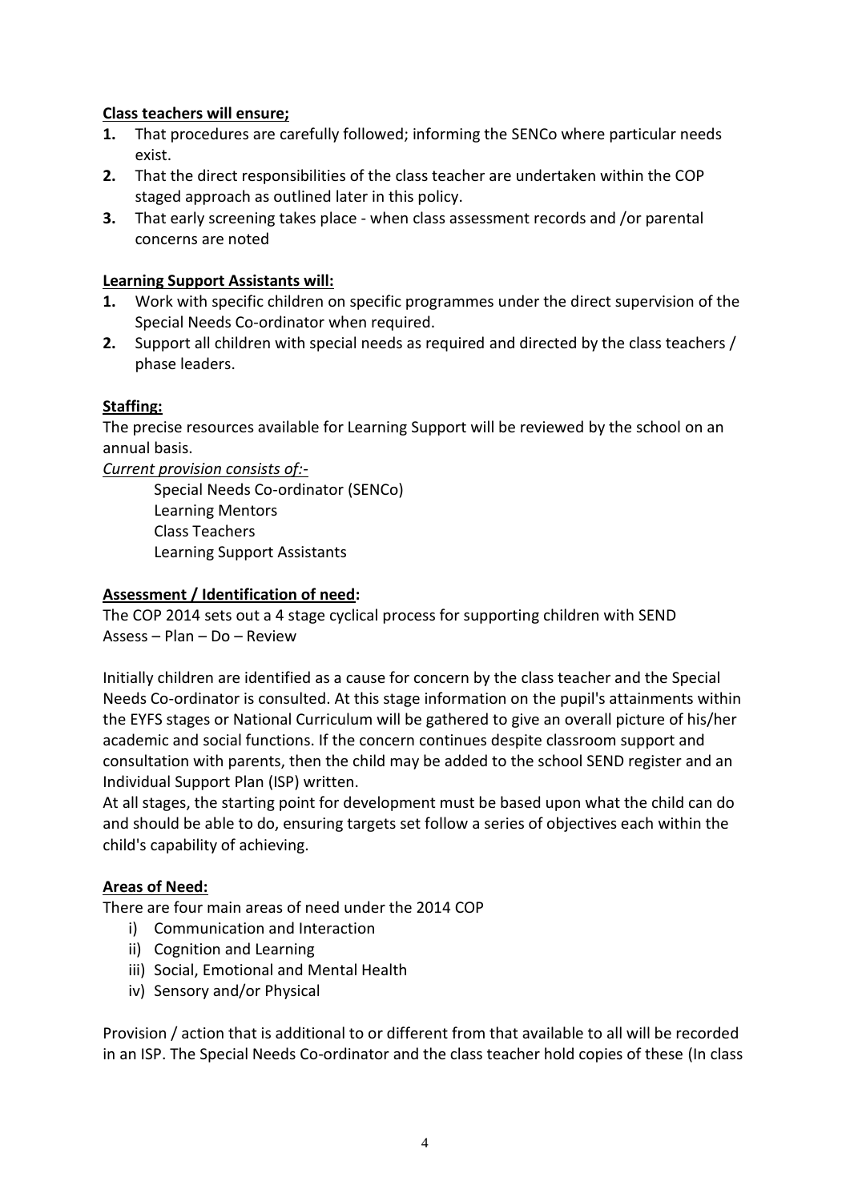**Class teachers will ensure;**

1. That procedures are carefully followed; informing the SENCo where particular needs exist.
2. That the direct responsibilities of the class teacher are undertaken within the COP staged approach as outlined later in this policy.
3. That early screening takes place - when class assessment records and /or parental concerns are noted

**Learning Support Assistants will:**

1. Work with specific children on specific programmes under the direct supervision of the Special Needs Co-ordinator when required.
2. Support all children with special needs as required and directed by the class teachers / phase leaders.

**Staffing:**

The precise resources available for Learning Support will be reviewed by the school on an annual basis.

*Current provision consists of:-*

Special Needs Co-ordinator (SENCo)
Learning Mentors
Class Teachers
Learning Support Assistants

**Assessment / Identification of need:**

The COP 2014 sets out a 4 stage cyclical process for supporting children with SEND
Assess – Plan – Do – Review

Initially children are identified as a cause for concern by the class teacher and the Special Needs Co-ordinator is consulted. At this stage information on the pupil's attainments within the EYFS stages or National Curriculum will be gathered to give an overall picture of his/her academic and social functions. If the concern continues despite classroom support and consultation with parents, then the child may be added to the school SEND register and an Individual Support Plan (ISP) written.
At all stages, the starting point for development must be based upon what the child can do and should be able to do, ensuring targets set follow a series of objectives each within the child's capability of achieving.

**Areas of Need:**

There are four main areas of need under the 2014 COP

i) Communication and Interaction
ii) Cognition and Learning
iii) Social, Emotional and Mental Health
iv) Sensory and/or Physical

Provision / action that is additional to or different from that available to all will be recorded in an ISP. The Special Needs Co-ordinator and the class teacher hold copies of these (In class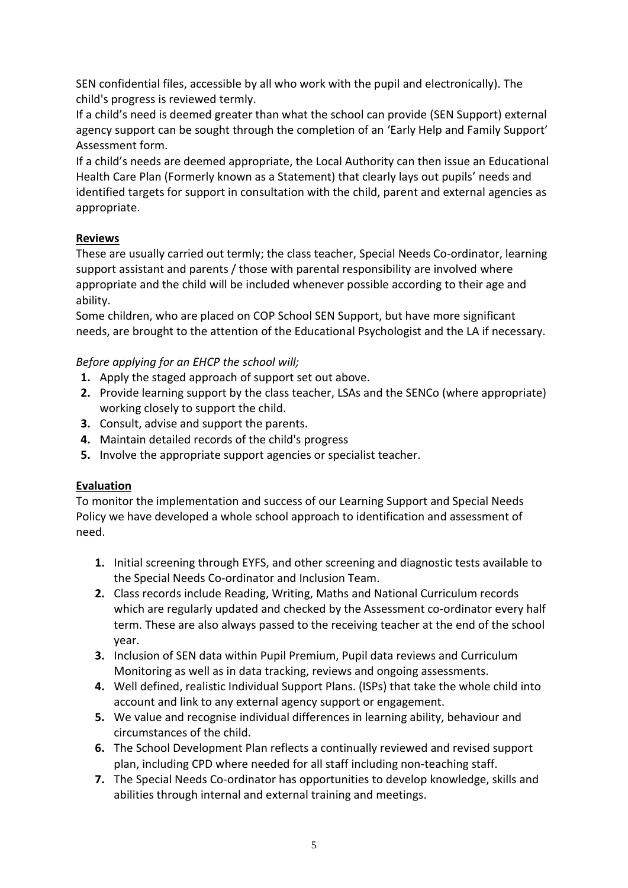SEN confidential files, accessible by all who work with the pupil and electronically). The child's progress is reviewed termly.

If a child's need is deemed greater than what the school can provide (SEN Support) external agency support can be sought through the completion of an 'Early Help and Family Support' Assessment form.

If a child's needs are deemed appropriate, the Local Authority can then issue an Educational Health Care Plan (Formerly known as a Statement) that clearly lays out pupils' needs and identified targets for support in consultation with the child, parent and external agencies as appropriate.

**Reviews**

These are usually carried out termly; the class teacher, Special Needs Co-ordinator, learning support assistant and parents / those with parental responsibility are involved where appropriate and the child will be included whenever possible according to their age and ability.

Some children, who are placed on COP School SEN Support, but have more significant needs, are brought to the attention of the Educational Psychologist and the LA if necessary.

*Before applying for an EHCP the school will;*

1. Apply the staged approach of support set out above.
2. Provide learning support by the class teacher, LSAs and the SENCo (where appropriate) working closely to support the child.
3. Consult, advise and support the parents.
4. Maintain detailed records of the child's progress
5. Involve the appropriate support agencies or specialist teacher.

**Evaluation**

To monitor the implementation and success of our Learning Support and Special Needs Policy we have developed a whole school approach to identification and assessment of need.

1. Initial screening through EYFS, and other screening and diagnostic tests available to the Special Needs Co-ordinator and Inclusion Team.
2. Class records include Reading, Writing, Maths and National Curriculum records which are regularly updated and checked by the Assessment co-ordinator every half term. These are also always passed to the receiving teacher at the end of the school year.
3. Inclusion of SEN data within Pupil Premium, Pupil data reviews and Curriculum Monitoring as well as in data tracking, reviews and ongoing assessments.
4. Well defined, realistic Individual Support Plans. (ISPs) that take the whole child into account and link to any external agency support or engagement.
5. We value and recognise individual differences in learning ability, behaviour and circumstances of the child.
6. The School Development Plan reflects a continually reviewed and revised support plan, including CPD where needed for all staff including non-teaching staff.
7. The Special Needs Co-ordinator has opportunities to develop knowledge, skills and abilities through internal and external training and meetings.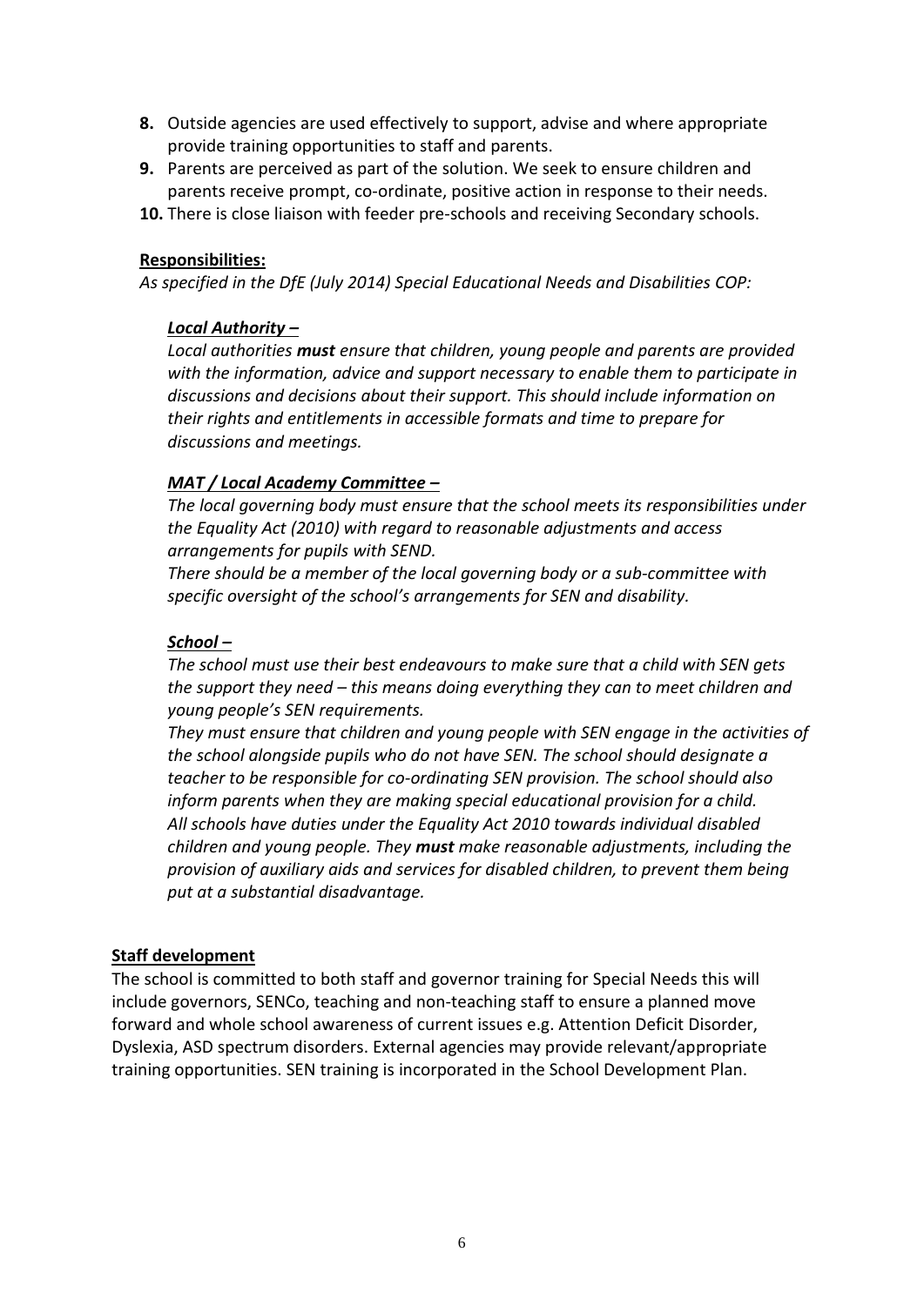8. Outside agencies are used effectively to support, advise and where appropriate provide training opportunities to staff and parents.
9. Parents are perceived as part of the solution. We seek to ensure children and parents receive prompt, co-ordinate, positive action in response to their needs.
10. There is close liaison with feeder pre-schools and receiving Secondary schools.

**Responsibilities:**

*As specified in the DfE (July 2014) Special Educational Needs and Disabilities COP:*

***Local Authority –***

*Local authorities **must** ensure that children, young people and parents are provided with the information, advice and support necessary to enable them to participate in discussions and decisions about their support. This should include information on their rights and entitlements in accessible formats and time to prepare for discussions and meetings.*

***MAT / Local Academy Committee –***

*The local governing body must ensure that the school meets its responsibilities under the Equality Act (2010) with regard to reasonable adjustments and access arrangements for pupils with SEND.*

*There should be a member of the local governing body or a sub-committee with specific oversight of the school's arrangements for SEN and disability.*

***School –***

*The school must use their best endeavours to make sure that a child with SEN gets the support they need – this means doing everything they can to meet children and young people's SEN requirements.*

*They must ensure that children and young people with SEN engage in the activities of the school alongside pupils who do not have SEN. The school should designate a teacher to be responsible for co-ordinating SEN provision. The school should also inform parents when they are making special educational provision for a child.*

*All schools have duties under the Equality Act 2010 towards individual disabled children and young people. They **must** make reasonable adjustments, including the provision of auxiliary aids and services for disabled children, to prevent them being put at a substantial disadvantage.*

**Staff development**

The school is committed to both staff and governor training for Special Needs this will include governors, SENCo, teaching and non-teaching staff to ensure a planned move forward and whole school awareness of current issues e.g. Attention Deficit Disorder, Dyslexia, ASD spectrum disorders. External agencies may provide relevant/appropriate training opportunities. SEN training is incorporated in the School Development Plan.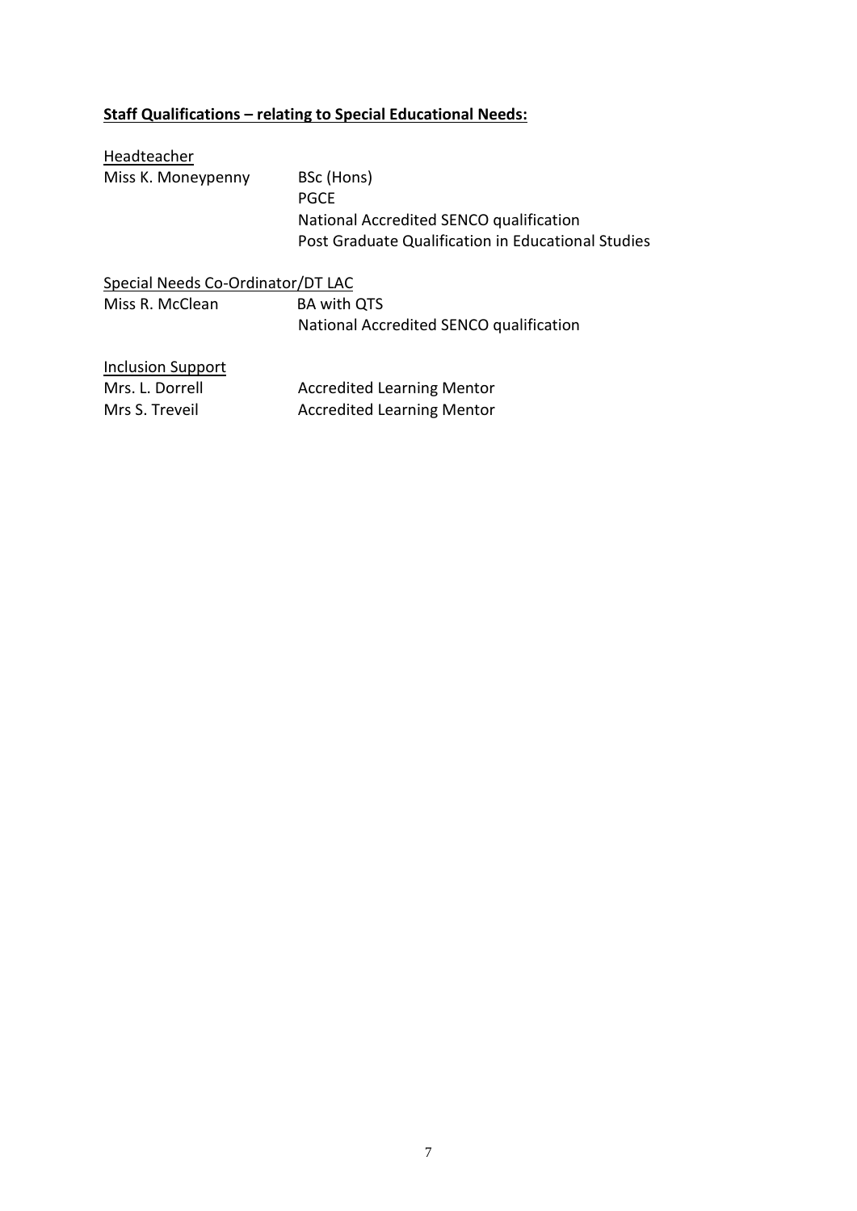**<u>Staff Qualifications – relating to Special Educational Needs:</u>**

<u>Headteacher</u>

Miss K. Moneypenny
BSc (Hons)
PGCE
National Accredited SENCO qualification
Post Graduate Qualification in Educational Studies

<u>Special Needs Co-Ordinator/DT LAC</u>

Miss R. McClean
BA with QTS
National Accredited SENCO qualification

<u>Inclusion Support</u>

Mrs. L. Dorrell
Accredited Learning Mentor

Mrs S. Treveil
Accredited Learning Mentor